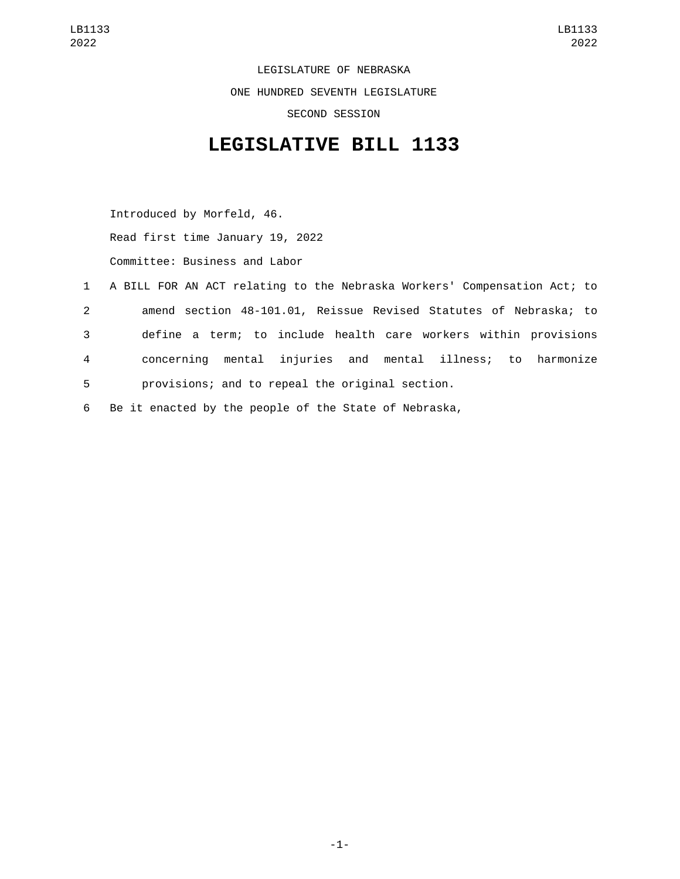LEGISLATURE OF NEBRASKA

ONE HUNDRED SEVENTH LEGISLATURE

SECOND SESSION

# LEGISLATIVE BILL 1133

Introduced by Morfeld, 46.

Read first time January 19, 2022

Committee: Business and Labor

1 A BILL FOR AN ACT relating to the Nebraska Workers' Compensation Act; to
2 amend section 48-101.01, Reissue Revised Statutes of Nebraska; to
3 define a term; to include health care workers within provisions
4 concerning mental injuries and mental illness; to harmonize
5 provisions; and to repeal the original section.

6 Be it enacted by the people of the State of Nebraska,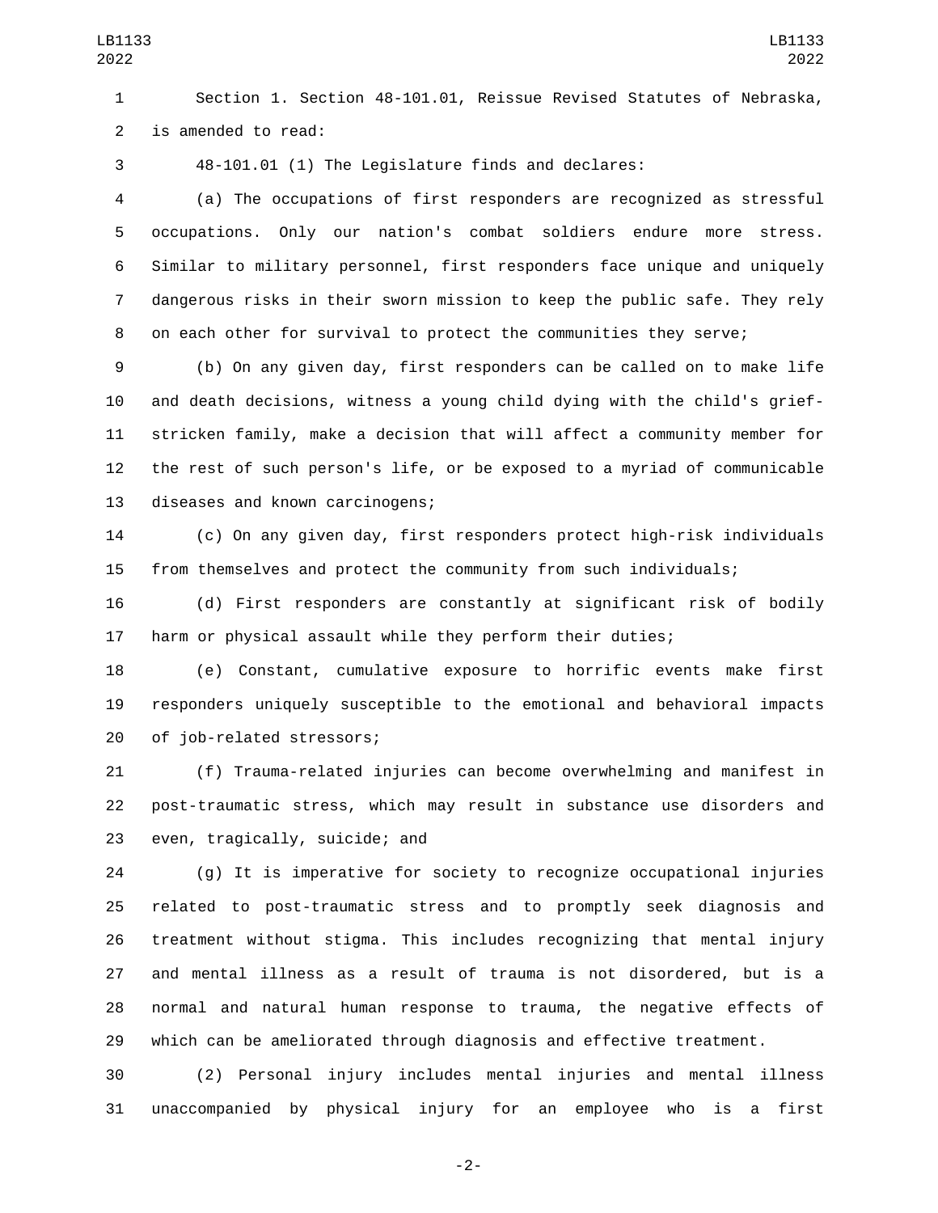Section 1. Section 48-101.01, Reissue Revised Statutes of Nebraska, is amended to read:

48-101.01 (1) The Legislature finds and declares:

(a) The occupations of first responders are recognized as stressful occupations. Only our nation's combat soldiers endure more stress. Similar to military personnel, first responders face unique and uniquely dangerous risks in their sworn mission to keep the public safe. They rely on each other for survival to protect the communities they serve;

(b) On any given day, first responders can be called on to make life and death decisions, witness a young child dying with the child's grief-stricken family, make a decision that will affect a community member for the rest of such person's life, or be exposed to a myriad of communicable diseases and known carcinogens;

(c) On any given day, first responders protect high-risk individuals from themselves and protect the community from such individuals;

(d) First responders are constantly at significant risk of bodily harm or physical assault while they perform their duties;

(e) Constant, cumulative exposure to horrific events make first responders uniquely susceptible to the emotional and behavioral impacts of job-related stressors;

(f) Trauma-related injuries can become overwhelming and manifest in post-traumatic stress, which may result in substance use disorders and even, tragically, suicide; and

(g) It is imperative for society to recognize occupational injuries related to post-traumatic stress and to promptly seek diagnosis and treatment without stigma. This includes recognizing that mental injury and mental illness as a result of trauma is not disordered, but is a normal and natural human response to trauma, the negative effects of which can be ameliorated through diagnosis and effective treatment.

(2) Personal injury includes mental injuries and mental illness unaccompanied by physical injury for an employee who is a first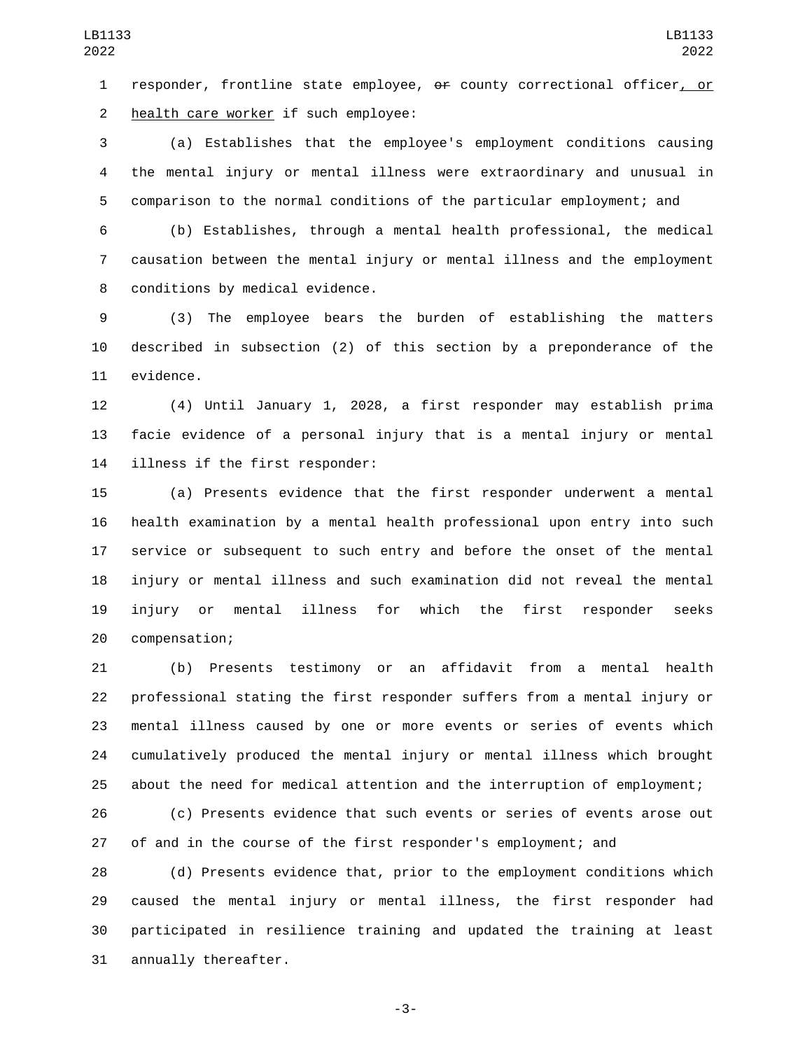responder, frontline state employee, ~~or~~ county correctional officer, or health care worker if such employee:

(a) Establishes that the employee's employment conditions causing the mental injury or mental illness were extraordinary and unusual in comparison to the normal conditions of the particular employment; and

(b) Establishes, through a mental health professional, the medical causation between the mental injury or mental illness and the employment conditions by medical evidence.

(3) The employee bears the burden of establishing the matters described in subsection (2) of this section by a preponderance of the evidence.

(4) Until January 1, 2028, a first responder may establish prima facie evidence of a personal injury that is a mental injury or mental illness if the first responder:

(a) Presents evidence that the first responder underwent a mental health examination by a mental health professional upon entry into such service or subsequent to such entry and before the onset of the mental injury or mental illness and such examination did not reveal the mental injury or mental illness for which the first responder seeks compensation;

(b) Presents testimony or an affidavit from a mental health professional stating the first responder suffers from a mental injury or mental illness caused by one or more events or series of events which cumulatively produced the mental injury or mental illness which brought about the need for medical attention and the interruption of employment;

(c) Presents evidence that such events or series of events arose out of and in the course of the first responder's employment; and

(d) Presents evidence that, prior to the employment conditions which caused the mental injury or mental illness, the first responder had participated in resilience training and updated the training at least annually thereafter.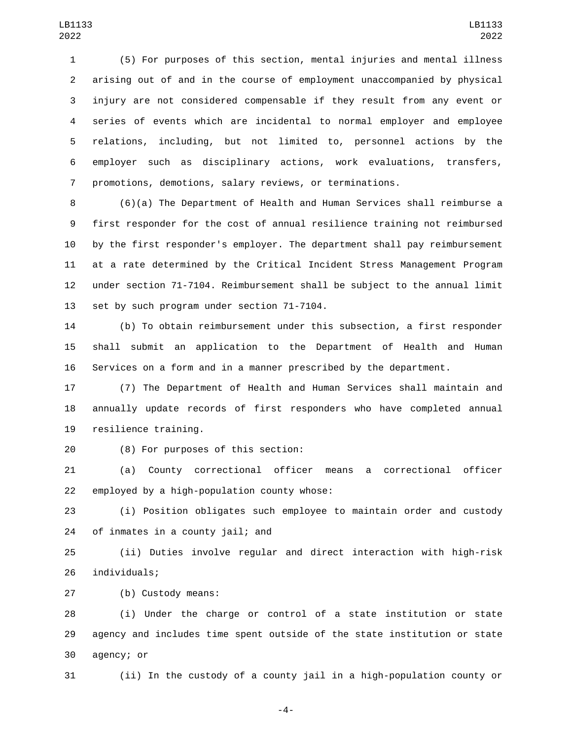(5) For purposes of this section, mental injuries and mental illness arising out of and in the course of employment unaccompanied by physical injury are not considered compensable if they result from any event or series of events which are incidental to normal employer and employee relations, including, but not limited to, personnel actions by the employer such as disciplinary actions, work evaluations, transfers, promotions, demotions, salary reviews, or terminations.

(6)(a) The Department of Health and Human Services shall reimburse a first responder for the cost of annual resilience training not reimbursed by the first responder's employer. The department shall pay reimbursement at a rate determined by the Critical Incident Stress Management Program under section 71-7104. Reimbursement shall be subject to the annual limit set by such program under section 71-7104.

(b) To obtain reimbursement under this subsection, a first responder shall submit an application to the Department of Health and Human Services on a form and in a manner prescribed by the department.

(7) The Department of Health and Human Services shall maintain and annually update records of first responders who have completed annual resilience training.

(8) For purposes of this section:

(a) County correctional officer means a correctional officer employed by a high-population county whose:

(i) Position obligates such employee to maintain order and custody of inmates in a county jail; and

(ii) Duties involve regular and direct interaction with high-risk individuals;

(b) Custody means:

(i) Under the charge or control of a state institution or state agency and includes time spent outside of the state institution or state agency; or

(ii) In the custody of a county jail in a high-population county or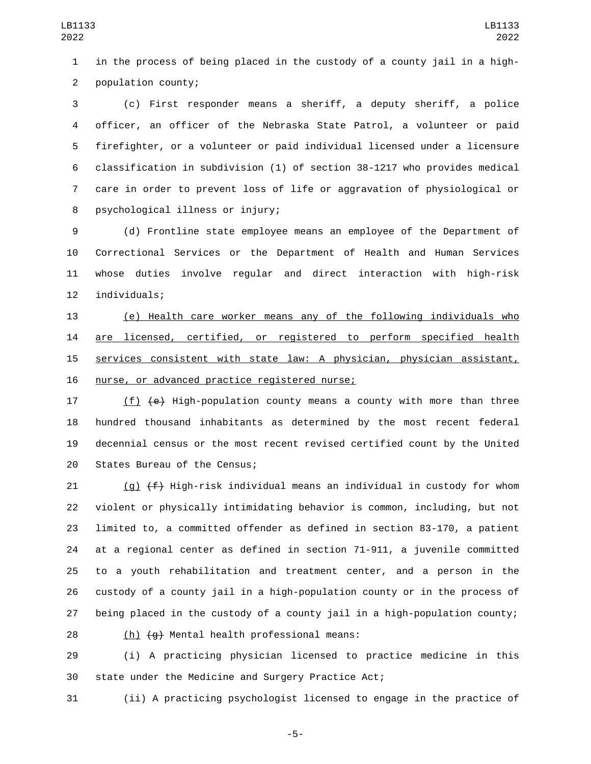in the process of being placed in the custody of a county jail in a high-population county;

(c) First responder means a sheriff, a deputy sheriff, a police officer, an officer of the Nebraska State Patrol, a volunteer or paid firefighter, or a volunteer or paid individual licensed under a licensure classification in subdivision (1) of section 38-1217 who provides medical care in order to prevent loss of life or aggravation of physiological or psychological illness or injury;

(d) Frontline state employee means an employee of the Department of Correctional Services or the Department of Health and Human Services whose duties involve regular and direct interaction with high-risk individuals;

<u>(e) Health care worker means any of the following individuals who are licensed, certified, or registered to perform specified health services consistent with state law: A physician, physician assistant, nurse, or advanced practice registered nurse;</u>

<u>(f)</u> ~~(e)~~ High-population county means a county with more than three hundred thousand inhabitants as determined by the most recent federal decennial census or the most recent revised certified count by the United States Bureau of the Census;

<u>(g)</u> ~~(f)~~ High-risk individual means an individual in custody for whom violent or physically intimidating behavior is common, including, but not limited to, a committed offender as defined in section 83-170, a patient at a regional center as defined in section 71-911, a juvenile committed to a youth rehabilitation and treatment center, and a person in the custody of a county jail in a high-population county or in the process of being placed in the custody of a county jail in a high-population county;

<u>(h)</u> ~~(g)~~ Mental health professional means:

(i) A practicing physician licensed to practice medicine in this state under the Medicine and Surgery Practice Act;

(ii) A practicing psychologist licensed to engage in the practice of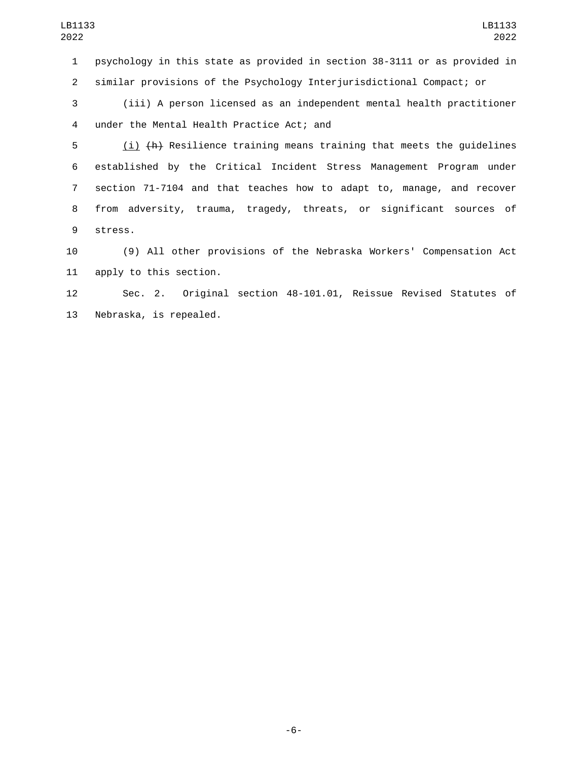psychology in this state as provided in section 38-3111 or as provided in similar provisions of the Psychology Interjurisdictional Compact; or

(iii) A person licensed as an independent mental health practitioner under the Mental Health Practice Act; and

(i) ~~(h)~~ Resilience training means training that meets the guidelines established by the Critical Incident Stress Management Program under section 71-7104 and that teaches how to adapt to, manage, and recover from adversity, trauma, tragedy, threats, or significant sources of stress.

(9) All other provisions of the Nebraska Workers' Compensation Act apply to this section.

Sec. 2. Original section 48-101.01, Reissue Revised Statutes of Nebraska, is repealed.